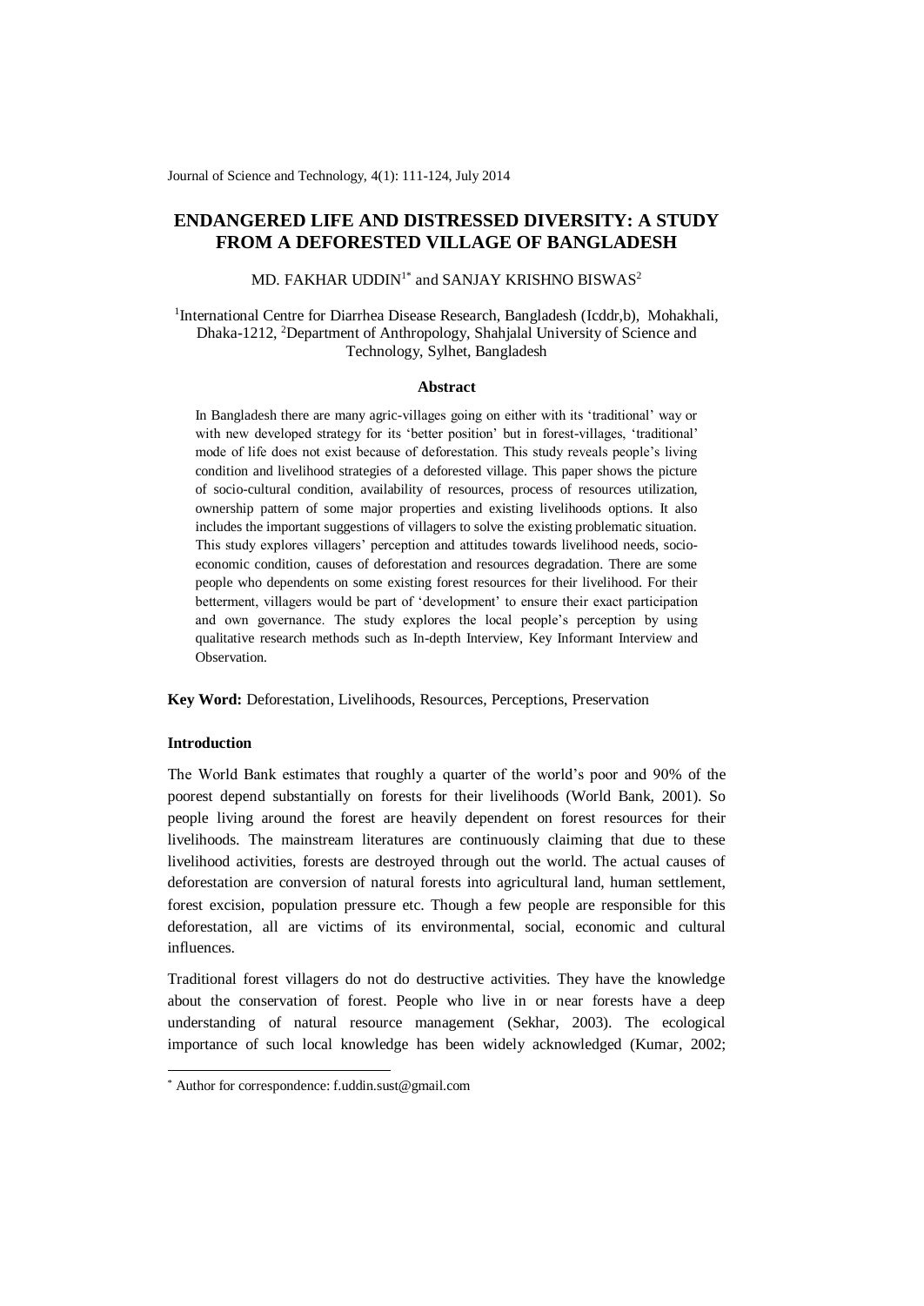# ENDANGERED LIFE AND DISTRESSED DIVERSITY: A STUDY FROM A DEFORESTED VILLAGE OF BANGLADESH

MD. FAKHAR UDDIN[1*] and SANJAY KRISHNO BISWAS[2]

[1]International Centre for Diarrhea Disease Research, Bangladesh (Icddr,b), Mohakhali, Dhaka-1212, [2]Department of Anthropology, Shahjalal University of Science and Technology, Sylhet, Bangladesh

## Abstract

In Bangladesh there are many agric-villages going on either with its 'traditional' way or with new developed strategy for its 'better position' but in forest-villages, 'traditional' mode of life does not exist because of deforestation. This study reveals people's living condition and livelihood strategies of a deforested village. This paper shows the picture of socio-cultural condition, availability of resources, process of resources utilization, ownership pattern of some major properties and existing livelihoods options. It also includes the important suggestions of villagers to solve the existing problematic situation. This study explores villagers' perception and attitudes towards livelihood needs, socio-economic condition, causes of deforestation and resources degradation. There are some people who dependents on some existing forest resources for their livelihood. For their betterment, villagers would be part of 'development' to ensure their exact participation and own governance. The study explores the local people's perception by using qualitative research methods such as In-depth Interview, Key Informant Interview and Observation.

**Key Word:** Deforestation, Livelihoods, Resources, Perceptions, Preservation

### Introduction

The World Bank estimates that roughly a quarter of the world's poor and 90% of the poorest depend substantially on forests for their livelihoods (World Bank, 2001). So people living around the forest are heavily dependent on forest resources for their livelihoods. The mainstream literatures are continuously claiming that due to these livelihood activities, forests are destroyed through out the world. The actual causes of deforestation are conversion of natural forests into agricultural land, human settlement, forest excision, population pressure etc. Though a few people are responsible for this deforestation, all are victims of its environmental, social, economic and cultural influences.

Traditional forest villagers do not do destructive activities. They have the knowledge about the conservation of forest. People who live in or near forests have a deep understanding of natural resource management (Sekhar, 2003). The ecological importance of such local knowledge has been widely acknowledged (Kumar, 2002;

[*] Author for correspondence: f.uddin.sust@gmail.com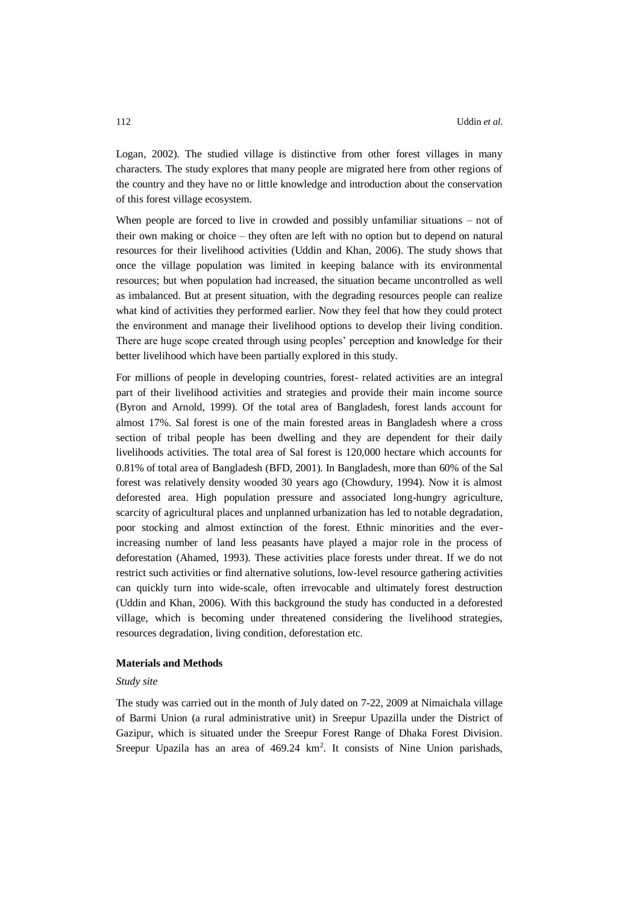Logan, 2002). The studied village is distinctive from other forest villages in many characters. The study explores that many people are migrated here from other regions of the country and they have no or little knowledge and introduction about the conservation of this forest village ecosystem.

When people are forced to live in crowded and possibly unfamiliar situations – not of their own making or choice – they often are left with no option but to depend on natural resources for their livelihood activities (Uddin and Khan, 2006). The study shows that once the village population was limited in keeping balance with its environmental resources; but when population had increased, the situation became uncontrolled as well as imbalanced. But at present situation, with the degrading resources people can realize what kind of activities they performed earlier. Now they feel that how they could protect the environment and manage their livelihood options to develop their living condition. There are huge scope created through using peoples' perception and knowledge for their better livelihood which have been partially explored in this study.

For millions of people in developing countries, forest- related activities are an integral part of their livelihood activities and strategies and provide their main income source (Byron and Arnold, 1999). Of the total area of Bangladesh, forest lands account for almost 17%. Sal forest is one of the main forested areas in Bangladesh where a cross section of tribal people has been dwelling and they are dependent for their daily livelihoods activities. The total area of Sal forest is 120,000 hectare which accounts for 0.81% of total area of Bangladesh (BFD, 2001). In Bangladesh, more than 60% of the Sal forest was relatively density wooded 30 years ago (Chowdury, 1994). Now it is almost deforested area. High population pressure and associated long-hungry agriculture, scarcity of agricultural places and unplanned urbanization has led to notable degradation, poor stocking and almost extinction of the forest. Ethnic minorities and the ever-increasing number of land less peasants have played a major role in the process of deforestation (Ahamed, 1993). These activities place forests under threat. If we do not restrict such activities or find alternative solutions, low-level resource gathering activities can quickly turn into wide-scale, often irrevocable and ultimately forest destruction (Uddin and Khan, 2006). With this background the study has conducted in a deforested village, which is becoming under threatened considering the livelihood strategies, resources degradation, living condition, deforestation etc.

## Materials and Methods

*Study site*

The study was carried out in the month of July dated on 7-22, 2009 at Nimaichala village of Barmi Union (a rural administrative unit) in Sreepur Upazilla under the District of Gazipur, which is situated under the Sreepur Forest Range of Dhaka Forest Division. Sreepur Upazila has an area of 469.24 km$^2$. It consists of Nine Union parishads,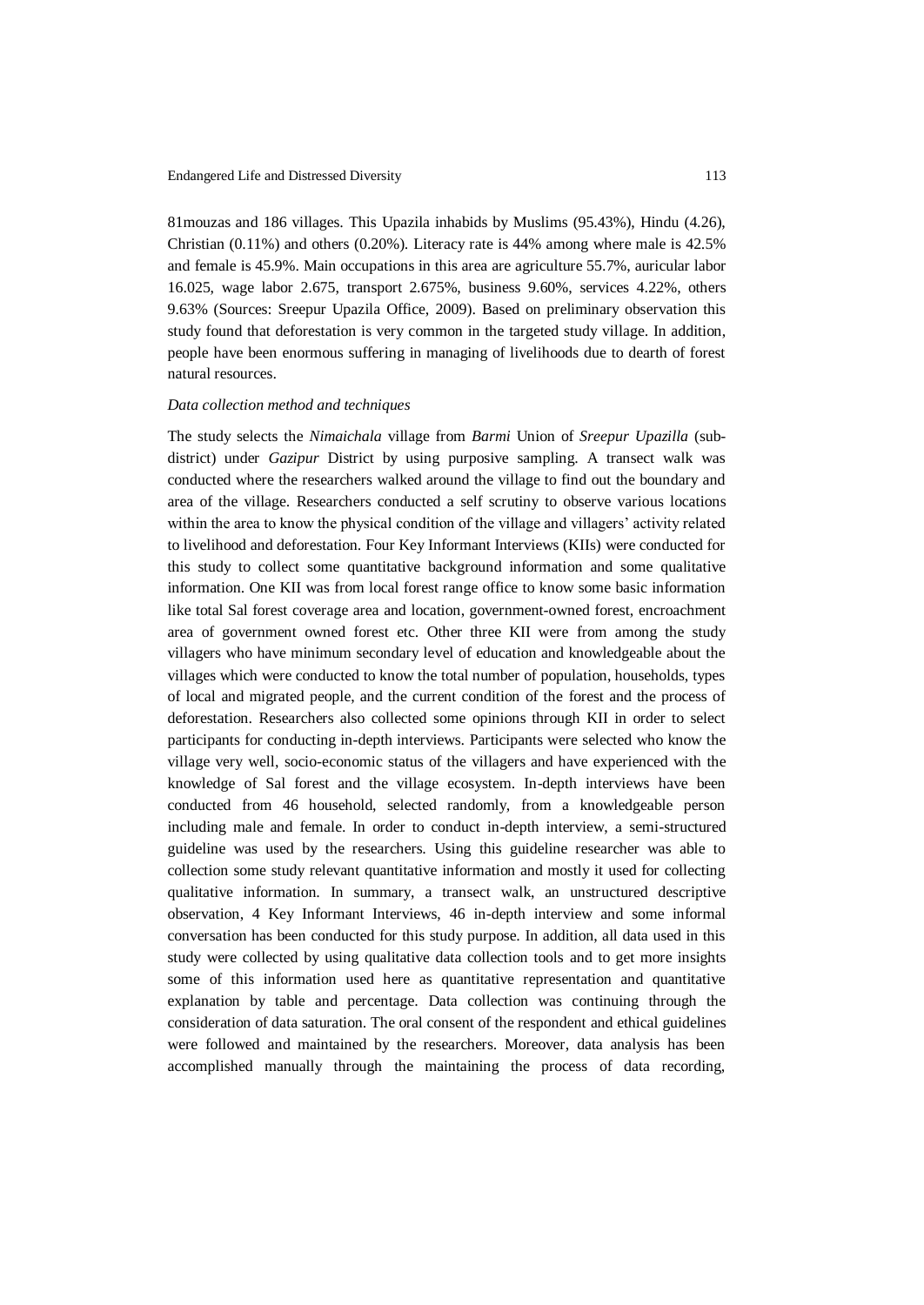81mouzas and 186 villages. This Upazila inhabids by Muslims (95.43%), Hindu (4.26), Christian (0.11%) and others (0.20%). Literacy rate is 44% among where male is 42.5% and female is 45.9%. Main occupations in this area are agriculture 55.7%, auricular labor 16.025, wage labor 2.675, transport 2.675%, business 9.60%, services 4.22%, others 9.63% (Sources: Sreepur Upazila Office, 2009). Based on preliminary observation this study found that deforestation is very common in the targeted study village. In addition, people have been enormous suffering in managing of livelihoods due to dearth of forest natural resources.

*Data collection method and techniques*

The study selects the *Nimaichala* village from *Barmi* Union of *Sreepur Upazilla* (sub-district) under *Gazipur* District by using purposive sampling. A transect walk was conducted where the researchers walked around the village to find out the boundary and area of the village. Researchers conducted a self scrutiny to observe various locations within the area to know the physical condition of the village and villagers' activity related to livelihood and deforestation. Four Key Informant Interviews (KIIs) were conducted for this study to collect some quantitative background information and some qualitative information. One KII was from local forest range office to know some basic information like total Sal forest coverage area and location, government-owned forest, encroachment area of government owned forest etc. Other three KII were from among the study villagers who have minimum secondary level of education and knowledgeable about the villages which were conducted to know the total number of population, households, types of local and migrated people, and the current condition of the forest and the process of deforestation. Researchers also collected some opinions through KII in order to select participants for conducting in-depth interviews. Participants were selected who know the village very well, socio-economic status of the villagers and have experienced with the knowledge of Sal forest and the village ecosystem. In-depth interviews have been conducted from 46 household, selected randomly, from a knowledgeable person including male and female. In order to conduct in-depth interview, a semi-structured guideline was used by the researchers. Using this guideline researcher was able to collection some study relevant quantitative information and mostly it used for collecting qualitative information. In summary, a transect walk, an unstructured descriptive observation, 4 Key Informant Interviews, 46 in-depth interview and some informal conversation has been conducted for this study purpose. In addition, all data used in this study were collected by using qualitative data collection tools and to get more insights some of this information used here as quantitative representation and quantitative explanation by table and percentage. Data collection was continuing through the consideration of data saturation. The oral consent of the respondent and ethical guidelines were followed and maintained by the researchers. Moreover, data analysis has been accomplished manually through the maintaining the process of data recording,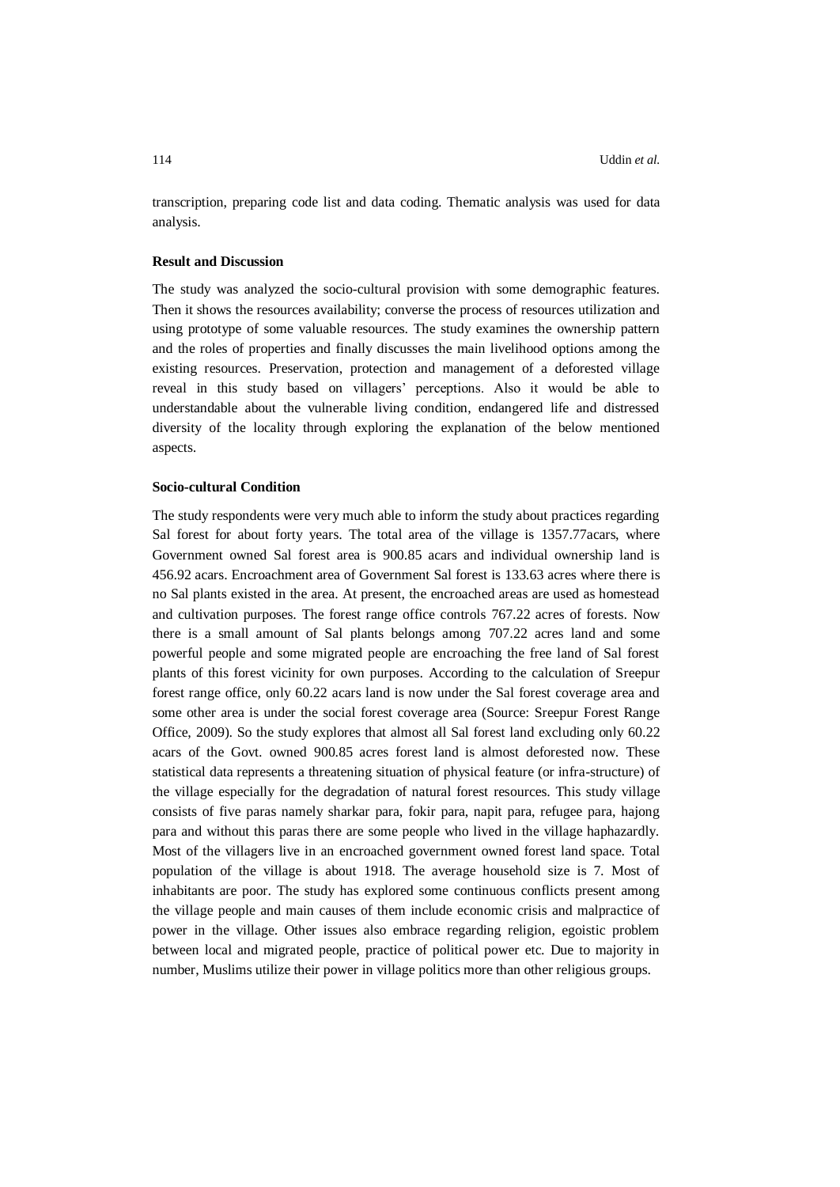transcription, preparing code list and data coding. Thematic analysis was used for data analysis.

**Result and Discussion**

The study was analyzed the socio-cultural provision with some demographic features. Then it shows the resources availability; converse the process of resources utilization and using prototype of some valuable resources. The study examines the ownership pattern and the roles of properties and finally discusses the main livelihood options among the existing resources. Preservation, protection and management of a deforested village reveal in this study based on villagers' perceptions. Also it would be able to understandable about the vulnerable living condition, endangered life and distressed diversity of the locality through exploring the explanation of the below mentioned aspects.

**Socio-cultural Condition**

The study respondents were very much able to inform the study about practices regarding Sal forest for about forty years. The total area of the village is 1357.77acars, where Government owned Sal forest area is 900.85 acars and individual ownership land is 456.92 acars. Encroachment area of Government Sal forest is 133.63 acres where there is no Sal plants existed in the area. At present, the encroached areas are used as homestead and cultivation purposes. The forest range office controls 767.22 acres of forests. Now there is a small amount of Sal plants belongs among 707.22 acres land and some powerful people and some migrated people are encroaching the free land of Sal forest plants of this forest vicinity for own purposes. According to the calculation of Sreepur forest range office, only 60.22 acars land is now under the Sal forest coverage area and some other area is under the social forest coverage area (Source: Sreepur Forest Range Office, 2009). So the study explores that almost all Sal forest land excluding only 60.22 acars of the Govt. owned 900.85 acres forest land is almost deforested now. These statistical data represents a threatening situation of physical feature (or infra-structure) of the village especially for the degradation of natural forest resources. This study village consists of five paras namely sharkar para, fokir para, napit para, refugee para, hajong para and without this paras there are some people who lived in the village haphazardly. Most of the villagers live in an encroached government owned forest land space. Total population of the village is about 1918. The average household size is 7. Most of inhabitants are poor. The study has explored some continuous conflicts present among the village people and main causes of them include economic crisis and malpractice of power in the village. Other issues also embrace regarding religion, egoistic problem between local and migrated people, practice of political power etc. Due to majority in number, Muslims utilize their power in village politics more than other religious groups.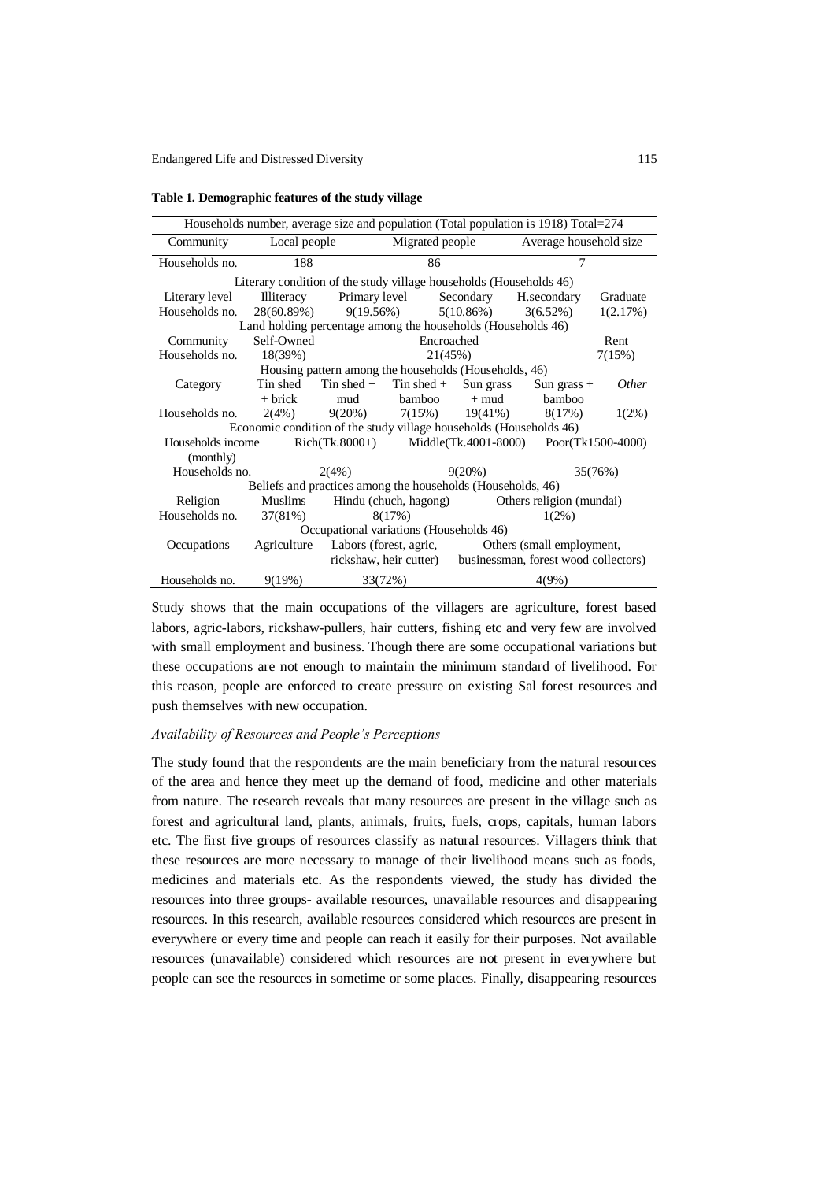**Table 1. Demographic features of the study village**

| Households number, average size and population (Total population is 1918) Total=274 | | | | | |
|---|---|---|---|---|---|
| Community | Local people | | Migrated people | | Average household size |
| Households no. | 188 | | 86 | | 7 |
| Literary condition of the study village households (Households 46) | | | | | |
| Literary level | Illiteracy | Primary level | Secondary | H.secondary | Graduate |
| Households no. | 28(60.89%) | 9(19.56%) | 5(10.86%) | 3(6.52%) | 1(2.17%) |
| Land holding percentage among the households (Households 46) | | | | | |
| Community | Self-Owned | | Encroached | | Rent |
| Households no. | 18(39%) | | 21(45%) | | 7(15%) |

| Housing pattern among the households (Households, 46) | | | | | | |
|---|---|---|---|---|---|---|
| Category | Tin shed + brick | Tin shed + mud | Tin shed + bamboo | Sun grass + mud | Sun grass + bamboo | *Other* |
| Households no. | 2(4%) | 9(20%) | 7(15%) | 19(41%) | 8(17%) | 1(2%) |

| Economic condition of the study village households (Households 46) | | | |
|---|---|---|---|
| Households income (monthly) | Rich(Tk.8000+) | Middle(Tk.4001-8000) | Poor(Tk1500-4000) |
| Households no. | 2(4%) | 9(20%) | 35(76%) |
| Beliefs and practices among the households (Households, 46) | | | |
| Religion | Muslims | Hindu (chuch, hagong) | Others religion (mundai) |
| Households no. | 37(81%) | 8(17%) | 1(2%) |
| Occupational variations (Households 46) | | | |
| Occupations | Agriculture | Labors (forest, agric, rickshaw, heir cutter) | Others (small employment, businessman, forest wood collectors) |
| Households no. | 9(19%) | 33(72%) | 4(9%) |

Study shows that the main occupations of the villagers are agriculture, forest based labors, agric-labors, rickshaw-pullers, hair cutters, fishing etc and very few are involved with small employment and business. Though there are some occupational variations but these occupations are not enough to maintain the minimum standard of livelihood. For this reason, people are enforced to create pressure on existing Sal forest resources and push themselves with new occupation.

### *Availability of Resources and People's Perceptions*

The study found that the respondents are the main beneficiary from the natural resources of the area and hence they meet up the demand of food, medicine and other materials from nature. The research reveals that many resources are present in the village such as forest and agricultural land, plants, animals, fruits, fuels, crops, capitals, human labors etc. The first five groups of resources classify as natural resources. Villagers think that these resources are more necessary to manage of their livelihood means such as foods, medicines and materials etc. As the respondents viewed, the study has divided the resources into three groups- available resources, unavailable resources and disappearing resources. In this research, available resources considered which resources are present in everywhere or every time and people can reach it easily for their purposes. Not available resources (unavailable) considered which resources are not present in everywhere but people can see the resources in sometime or some places. Finally, disappearing resources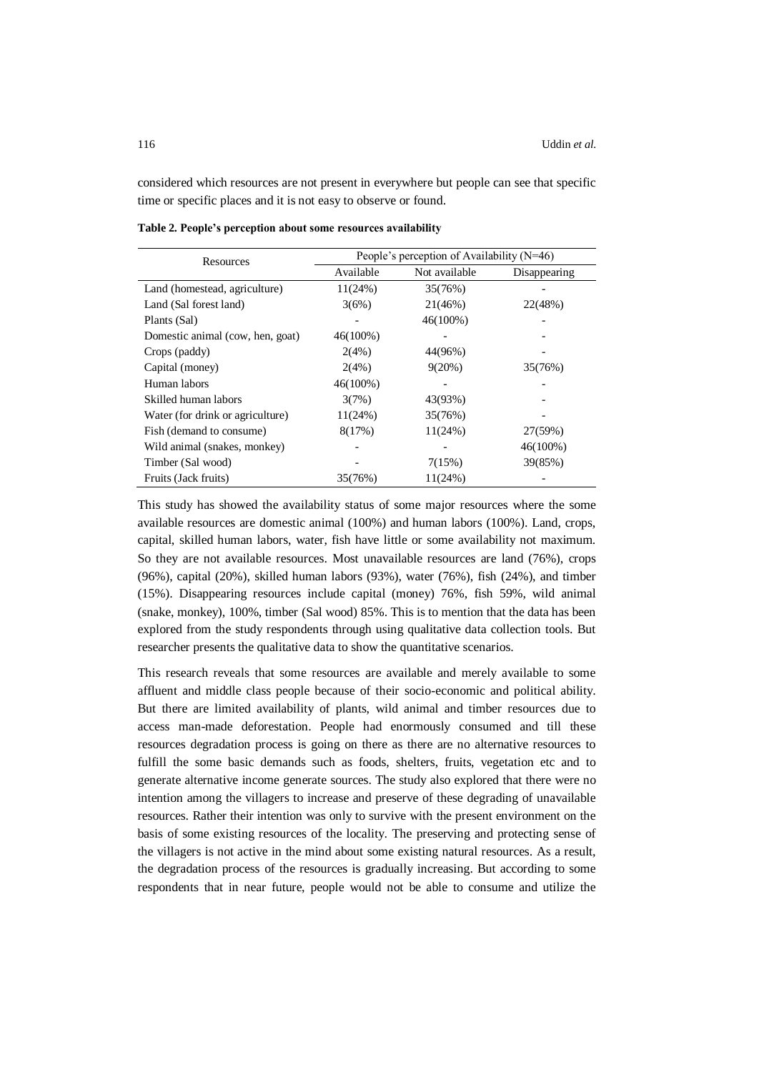considered which resources are not present in everywhere but people can see that specific time or specific places and it is not easy to observe or found.

**Table 2. People's perception about some resources availability**

| Resources | People's perception of Availability (N=46) | | |
|---|---|---|---|
| | Available | Not available | Disappearing |
| Land (homestead, agriculture) | 11(24%) | 35(76%) | - |
| Land (Sal forest land) | 3(6%) | 21(46%) | 22(48%) |
| Plants (Sal) | - | 46(100%) | - |
| Domestic animal (cow, hen, goat) | 46(100%) | - | - |
| Crops (paddy) | 2(4%) | 44(96%) | - |
| Capital (money) | 2(4%) | 9(20%) | 35(76%) |
| Human labors | 46(100%) | - | - |
| Skilled human labors | 3(7%) | 43(93%) | - |
| Water (for drink or agriculture) | 11(24%) | 35(76%) | - |
| Fish (demand to consume) | 8(17%) | 11(24%) | 27(59%) |
| Wild animal (snakes, monkey) | - | - | 46(100%) |
| Timber (Sal wood) | - | 7(15%) | 39(85%) |
| Fruits (Jack fruits) | 35(76%) | 11(24%) | - |

This study has showed the availability status of some major resources where the some available resources are domestic animal (100%) and human labors (100%). Land, crops, capital, skilled human labors, water, fish have little or some availability not maximum. So they are not available resources. Most unavailable resources are land (76%), crops (96%), capital (20%), skilled human labors (93%), water (76%), fish (24%), and timber (15%). Disappearing resources include capital (money) 76%, fish 59%, wild animal (snake, monkey), 100%, timber (Sal wood) 85%. This is to mention that the data has been explored from the study respondents through using qualitative data collection tools. But researcher presents the qualitative data to show the quantitative scenarios.

This research reveals that some resources are available and merely available to some affluent and middle class people because of their socio-economic and political ability. But there are limited availability of plants, wild animal and timber resources due to access man-made deforestation. People had enormously consumed and till these resources degradation process is going on there as there are no alternative resources to fulfill the some basic demands such as foods, shelters, fruits, vegetation etc and to generate alternative income generate sources. The study also explored that there were no intention among the villagers to increase and preserve of these degrading of unavailable resources. Rather their intention was only to survive with the present environment on the basis of some existing resources of the locality. The preserving and protecting sense of the villagers is not active in the mind about some existing natural resources. As a result, the degradation process of the resources is gradually increasing. But according to some respondents that in near future, people would not be able to consume and utilize the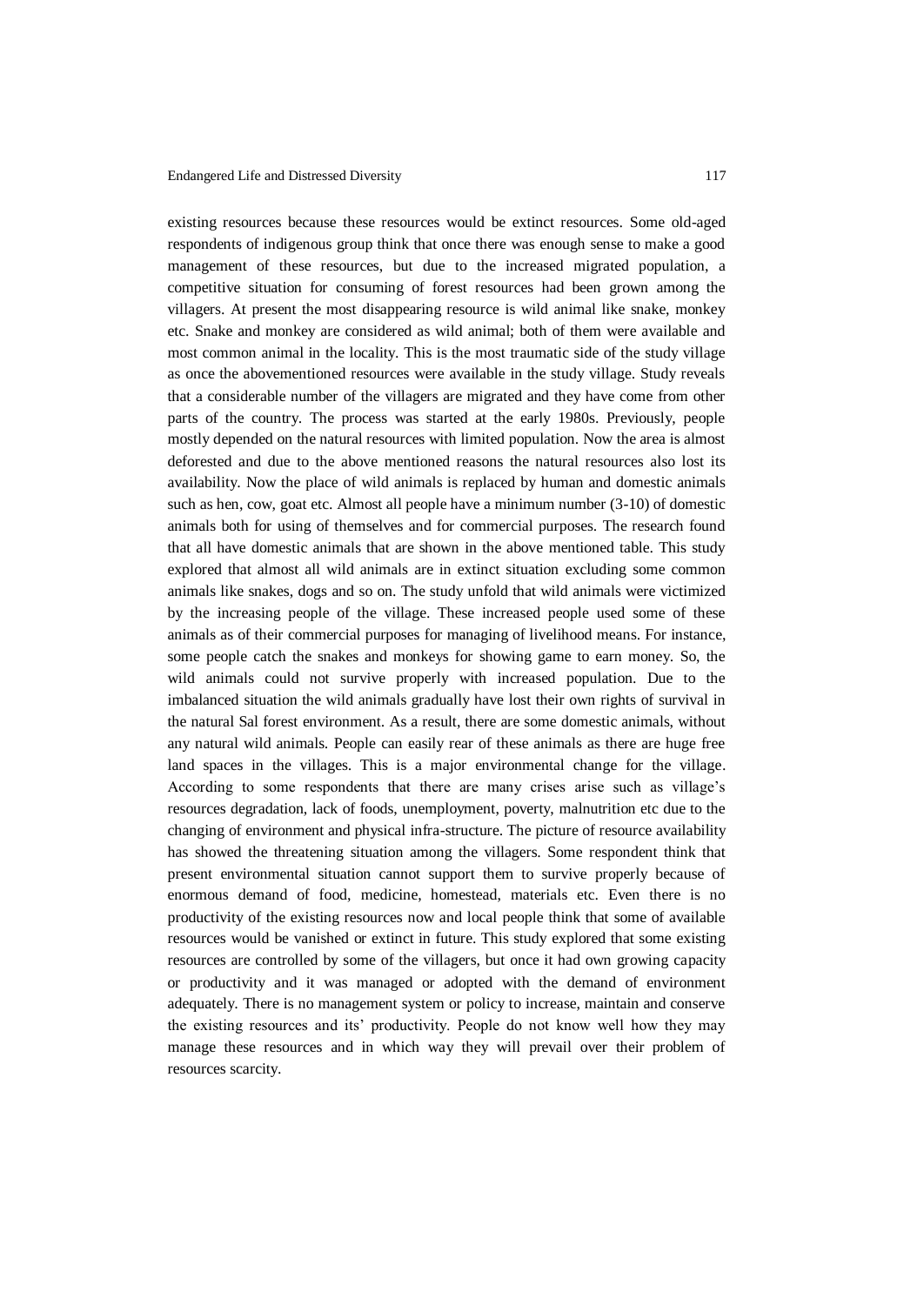existing resources because these resources would be extinct resources. Some old-aged respondents of indigenous group think that once there was enough sense to make a good management of these resources, but due to the increased migrated population, a competitive situation for consuming of forest resources had been grown among the villagers. At present the most disappearing resource is wild animal like snake, monkey etc. Snake and monkey are considered as wild animal; both of them were available and most common animal in the locality. This is the most traumatic side of the study village as once the abovementioned resources were available in the study village. Study reveals that a considerable number of the villagers are migrated and they have come from other parts of the country. The process was started at the early 1980s. Previously, people mostly depended on the natural resources with limited population. Now the area is almost deforested and due to the above mentioned reasons the natural resources also lost its availability. Now the place of wild animals is replaced by human and domestic animals such as hen, cow, goat etc. Almost all people have a minimum number (3-10) of domestic animals both for using of themselves and for commercial purposes. The research found that all have domestic animals that are shown in the above mentioned table. This study explored that almost all wild animals are in extinct situation excluding some common animals like snakes, dogs and so on. The study unfold that wild animals were victimized by the increasing people of the village. These increased people used some of these animals as of their commercial purposes for managing of livelihood means. For instance, some people catch the snakes and monkeys for showing game to earn money. So, the wild animals could not survive properly with increased population. Due to the imbalanced situation the wild animals gradually have lost their own rights of survival in the natural Sal forest environment. As a result, there are some domestic animals, without any natural wild animals. People can easily rear of these animals as there are huge free land spaces in the villages. This is a major environmental change for the village. According to some respondents that there are many crises arise such as village's resources degradation, lack of foods, unemployment, poverty, malnutrition etc due to the changing of environment and physical infra-structure. The picture of resource availability has showed the threatening situation among the villagers. Some respondent think that present environmental situation cannot support them to survive properly because of enormous demand of food, medicine, homestead, materials etc. Even there is no productivity of the existing resources now and local people think that some of available resources would be vanished or extinct in future. This study explored that some existing resources are controlled by some of the villagers, but once it had own growing capacity or productivity and it was managed or adopted with the demand of environment adequately. There is no management system or policy to increase, maintain and conserve the existing resources and its' productivity. People do not know well how they may manage these resources and in which way they will prevail over their problem of resources scarcity.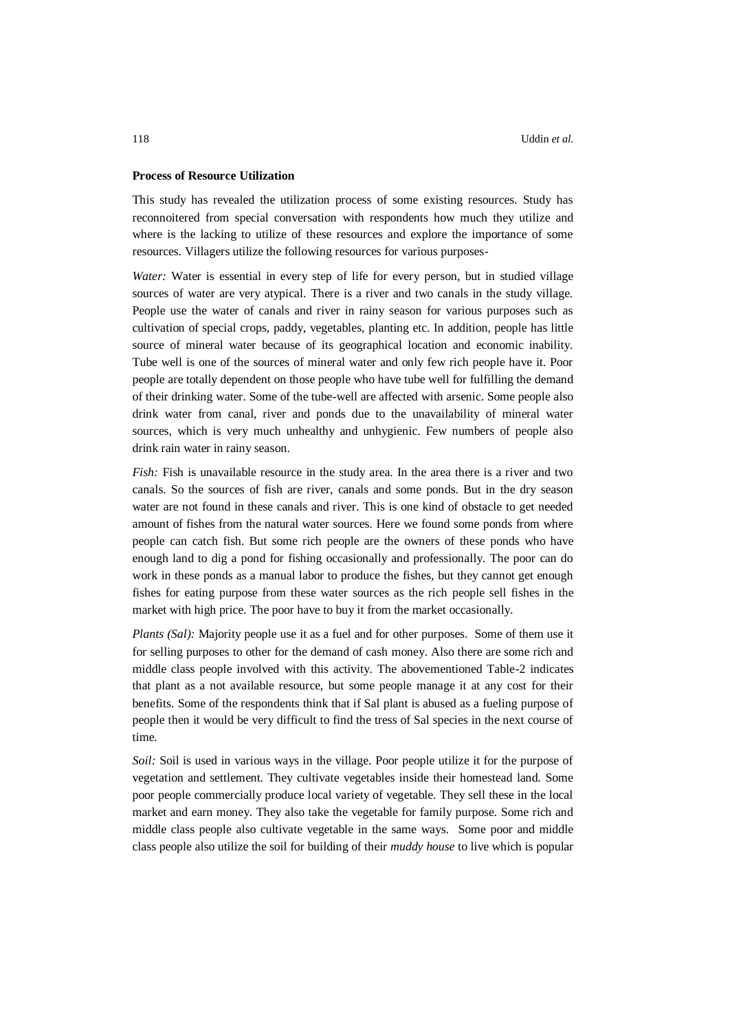**Process of Resource Utilization**

This study has revealed the utilization process of some existing resources. Study has reconnoitered from special conversation with respondents how much they utilize and where is the lacking to utilize of these resources and explore the importance of some resources. Villagers utilize the following resources for various purposes-

*Water:* Water is essential in every step of life for every person, but in studied village sources of water are very atypical. There is a river and two canals in the study village. People use the water of canals and river in rainy season for various purposes such as cultivation of special crops, paddy, vegetables, planting etc. In addition, people has little source of mineral water because of its geographical location and economic inability. Tube well is one of the sources of mineral water and only few rich people have it. Poor people are totally dependent on those people who have tube well for fulfilling the demand of their drinking water. Some of the tube-well are affected with arsenic. Some people also drink water from canal, river and ponds due to the unavailability of mineral water sources, which is very much unhealthy and unhygienic. Few numbers of people also drink rain water in rainy season.

*Fish:* Fish is unavailable resource in the study area. In the area there is a river and two canals. So the sources of fish are river, canals and some ponds. But in the dry season water are not found in these canals and river. This is one kind of obstacle to get needed amount of fishes from the natural water sources. Here we found some ponds from where people can catch fish. But some rich people are the owners of these ponds who have enough land to dig a pond for fishing occasionally and professionally. The poor can do work in these ponds as a manual labor to produce the fishes, but they cannot get enough fishes for eating purpose from these water sources as the rich people sell fishes in the market with high price. The poor have to buy it from the market occasionally.

*Plants (Sal):* Majority people use it as a fuel and for other purposes. Some of them use it for selling purposes to other for the demand of cash money. Also there are some rich and middle class people involved with this activity. The abovementioned Table-2 indicates that plant as a not available resource, but some people manage it at any cost for their benefits. Some of the respondents think that if Sal plant is abused as a fueling purpose of people then it would be very difficult to find the tress of Sal species in the next course of time.

*Soil:* Soil is used in various ways in the village. Poor people utilize it for the purpose of vegetation and settlement. They cultivate vegetables inside their homestead land. Some poor people commercially produce local variety of vegetable. They sell these in the local market and earn money. They also take the vegetable for family purpose. Some rich and middle class people also cultivate vegetable in the same ways. Some poor and middle class people also utilize the soil for building of their *muddy house* to live which is popular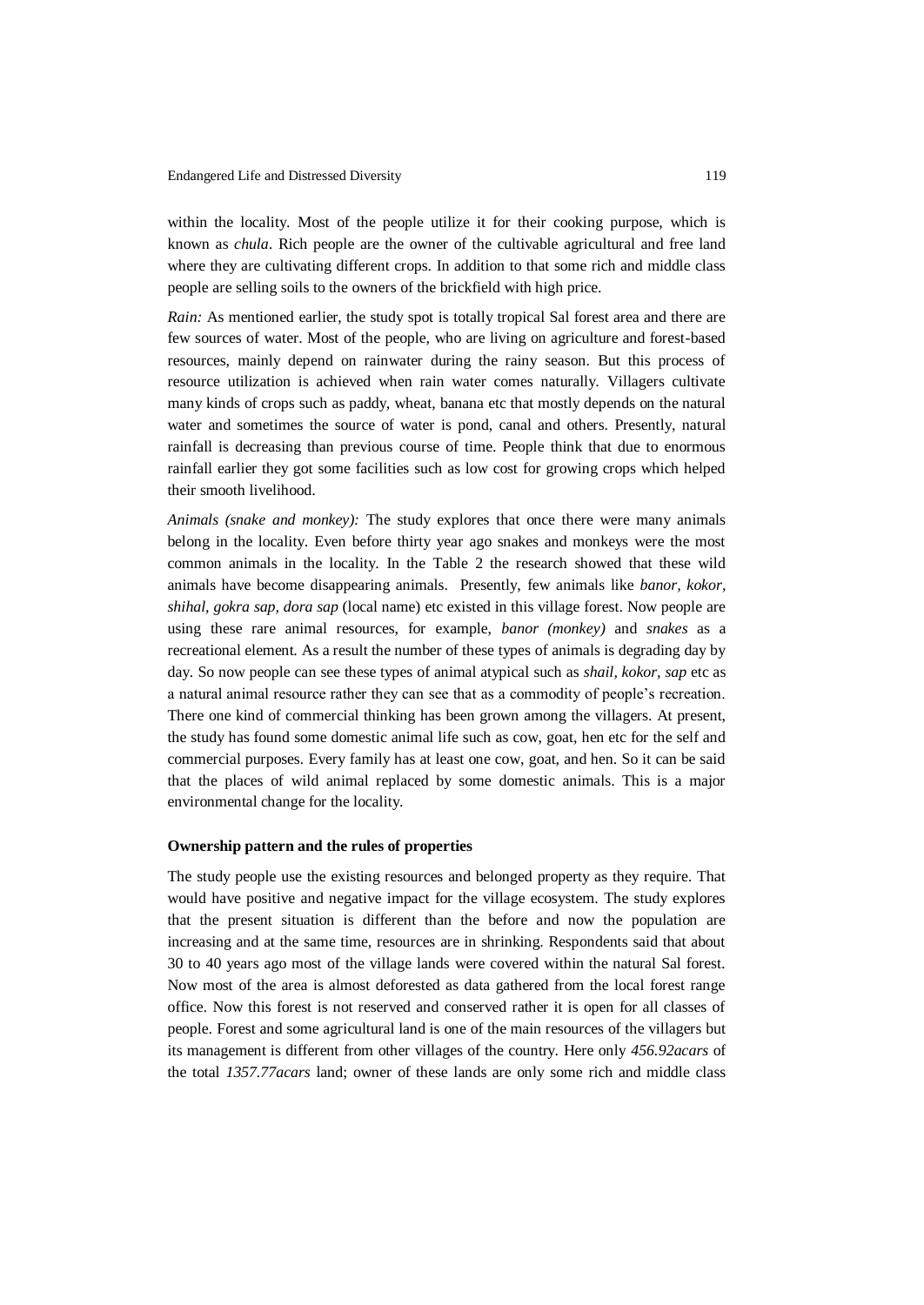within the locality. Most of the people utilize it for their cooking purpose, which is known as *chula*. Rich people are the owner of the cultivable agricultural and free land where they are cultivating different crops. In addition to that some rich and middle class people are selling soils to the owners of the brickfield with high price.

*Rain:* As mentioned earlier, the study spot is totally tropical Sal forest area and there are few sources of water. Most of the people, who are living on agriculture and forest-based resources, mainly depend on rainwater during the rainy season. But this process of resource utilization is achieved when rain water comes naturally. Villagers cultivate many kinds of crops such as paddy, wheat, banana etc that mostly depends on the natural water and sometimes the source of water is pond, canal and others. Presently, natural rainfall is decreasing than previous course of time. People think that due to enormous rainfall earlier they got some facilities such as low cost for growing crops which helped their smooth livelihood.

*Animals (snake and monkey):* The study explores that once there were many animals belong in the locality. Even before thirty year ago snakes and monkeys were the most common animals in the locality. In the Table 2 the research showed that these wild animals have become disappearing animals. Presently, few animals like *banor, kokor, shihal, gokra sap, dora sap* (local name) etc existed in this village forest. Now people are using these rare animal resources, for example, *banor (monkey)* and *snakes* as a recreational element. As a result the number of these types of animals is degrading day by day. So now people can see these types of animal atypical such as *shail, kokor, sap* etc as a natural animal resource rather they can see that as a commodity of people's recreation. There one kind of commercial thinking has been grown among the villagers. At present, the study has found some domestic animal life such as cow, goat, hen etc for the self and commercial purposes. Every family has at least one cow, goat, and hen. So it can be said that the places of wild animal replaced by some domestic animals. This is a major environmental change for the locality.

**Ownership pattern and the rules of properties**

The study people use the existing resources and belonged property as they require. That would have positive and negative impact for the village ecosystem. The study explores that the present situation is different than the before and now the population are increasing and at the same time, resources are in shrinking. Respondents said that about 30 to 40 years ago most of the village lands were covered within the natural Sal forest. Now most of the area is almost deforested as data gathered from the local forest range office. Now this forest is not reserved and conserved rather it is open for all classes of people. Forest and some agricultural land is one of the main resources of the villagers but its management is different from other villages of the country. Here only *456.92acars* of the total *1357.77acars* land; owner of these lands are only some rich and middle class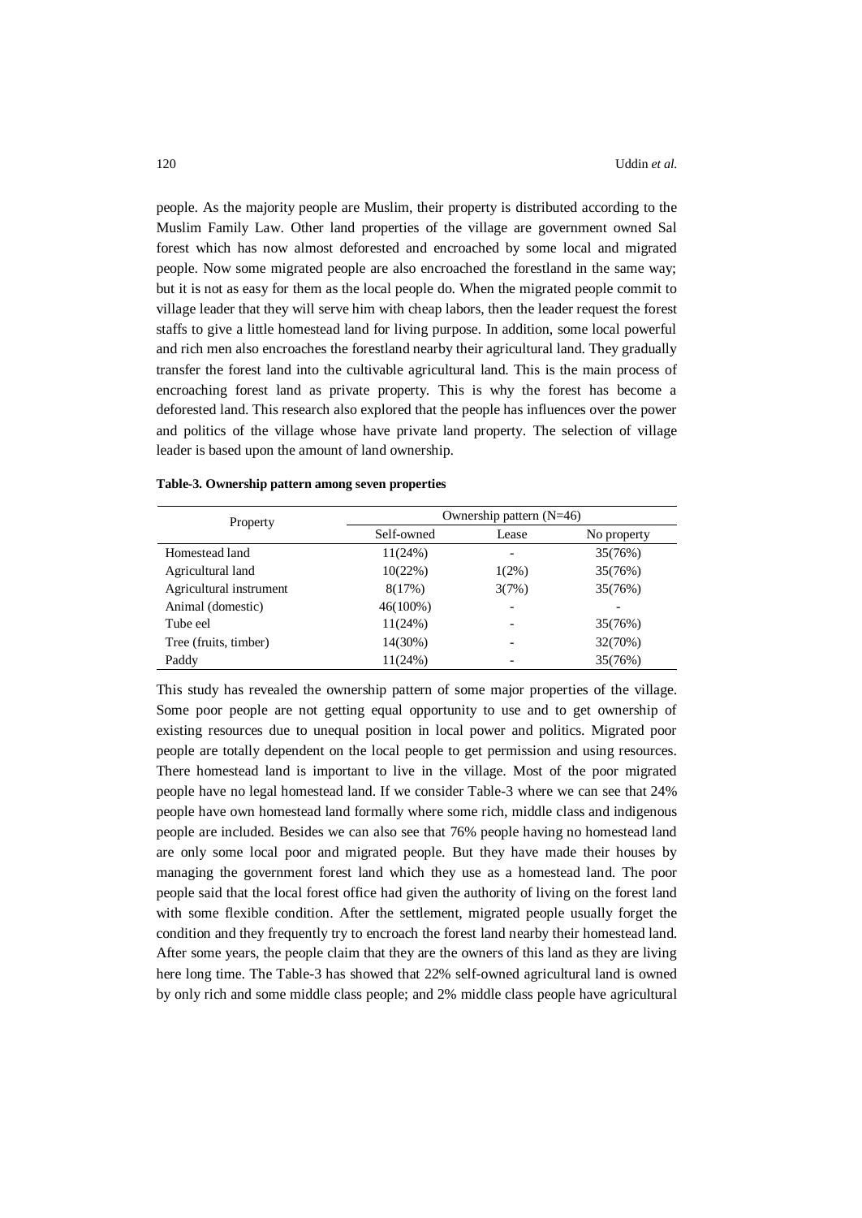people. As the majority people are Muslim, their property is distributed according to the Muslim Family Law. Other land properties of the village are government owned Sal forest which has now almost deforested and encroached by some local and migrated people. Now some migrated people are also encroached the forestland in the same way; but it is not as easy for them as the local people do. When the migrated people commit to village leader that they will serve him with cheap labors, then the leader request the forest staffs to give a little homestead land for living purpose. In addition, some local powerful and rich men also encroaches the forestland nearby their agricultural land. They gradually transfer the forest land into the cultivable agricultural land. This is the main process of encroaching forest land as private property. This is why the forest has become a deforested land. This research also explored that the people has influences over the power and politics of the village whose have private land property. The selection of village leader is based upon the amount of land ownership.

**Table-3. Ownership pattern among seven properties**

| Property | Ownership pattern (N=46) | | |
|---|---|---|---|
| | Self-owned | Lease | No property |
| Homestead land | 11(24%) | - | 35(76%) |
| Agricultural land | 10(22%) | 1(2%) | 35(76%) |
| Agricultural instrument | 8(17%) | 3(7%) | 35(76%) |
| Animal (domestic) | 46(100%) | - | - |
| Tube eel | 11(24%) | - | 35(76%) |
| Tree (fruits, timber) | 14(30%) | - | 32(70%) |
| Paddy | 11(24%) | - | 35(76%) |

This study has revealed the ownership pattern of some major properties of the village. Some poor people are not getting equal opportunity to use and to get ownership of existing resources due to unequal position in local power and politics. Migrated poor people are totally dependent on the local people to get permission and using resources. There homestead land is important to live in the village. Most of the poor migrated people have no legal homestead land. If we consider Table-3 where we can see that 24% people have own homestead land formally where some rich, middle class and indigenous people are included. Besides we can also see that 76% people having no homestead land are only some local poor and migrated people. But they have made their houses by managing the government forest land which they use as a homestead land. The poor people said that the local forest office had given the authority of living on the forest land with some flexible condition. After the settlement, migrated people usually forget the condition and they frequently try to encroach the forest land nearby their homestead land. After some years, the people claim that they are the owners of this land as they are living here long time. The Table-3 has showed that 22% self-owned agricultural land is owned by only rich and some middle class people; and 2% middle class people have agricultural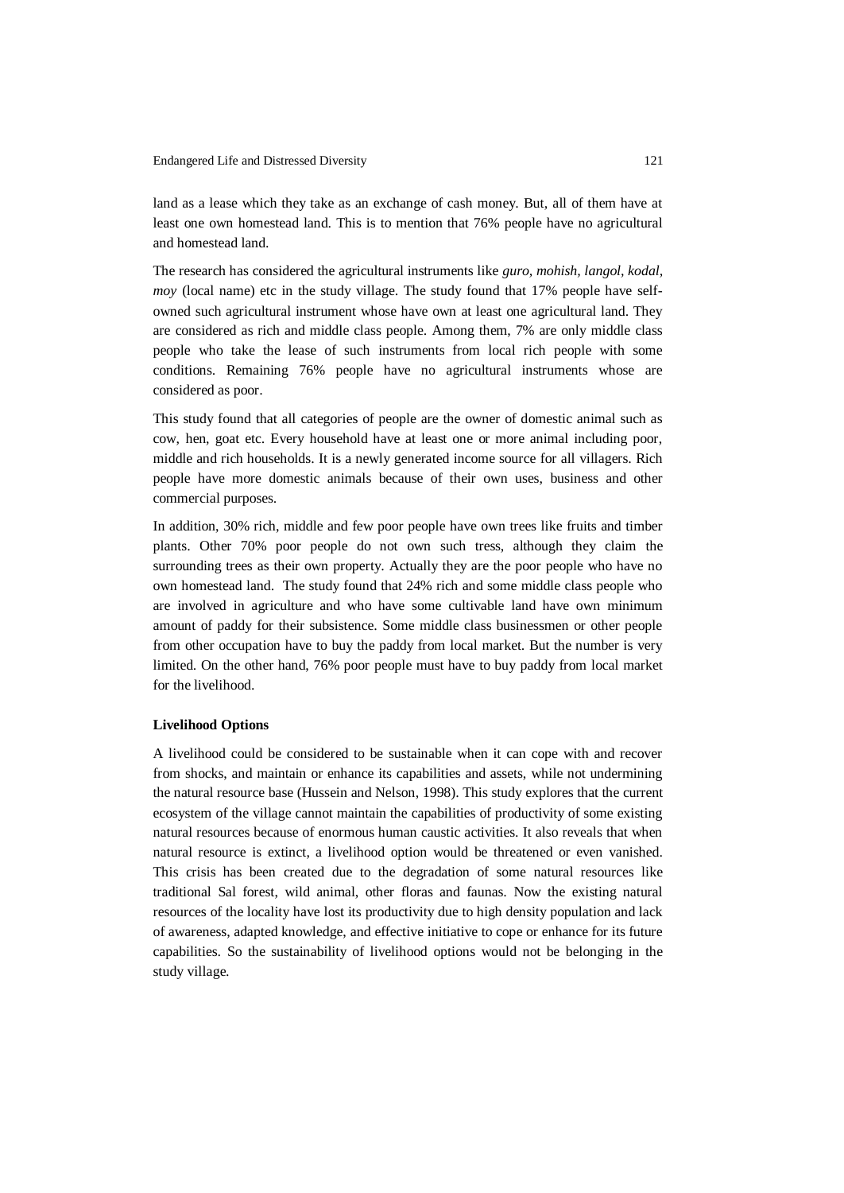land as a lease which they take as an exchange of cash money. But, all of them have at least one own homestead land. This is to mention that 76% people have no agricultural and homestead land.

The research has considered the agricultural instruments like *guro, mohish, langol, kodal, moy* (local name) etc in the study village. The study found that 17% people have self-owned such agricultural instrument whose have own at least one agricultural land. They are considered as rich and middle class people. Among them, 7% are only middle class people who take the lease of such instruments from local rich people with some conditions. Remaining 76% people have no agricultural instruments whose are considered as poor.

This study found that all categories of people are the owner of domestic animal such as cow, hen, goat etc. Every household have at least one or more animal including poor, middle and rich households. It is a newly generated income source for all villagers. Rich people have more domestic animals because of their own uses, business and other commercial purposes.

In addition, 30% rich, middle and few poor people have own trees like fruits and timber plants. Other 70% poor people do not own such tress, although they claim the surrounding trees as their own property. Actually they are the poor people who have no own homestead land. The study found that 24% rich and some middle class people who are involved in agriculture and who have some cultivable land have own minimum amount of paddy for their subsistence. Some middle class businessmen or other people from other occupation have to buy the paddy from local market. But the number is very limited. On the other hand, 76% poor people must have to buy paddy from local market for the livelihood.

**Livelihood Options**

A livelihood could be considered to be sustainable when it can cope with and recover from shocks, and maintain or enhance its capabilities and assets, while not undermining the natural resource base (Hussein and Nelson, 1998). This study explores that the current ecosystem of the village cannot maintain the capabilities of productivity of some existing natural resources because of enormous human caustic activities. It also reveals that when natural resource is extinct, a livelihood option would be threatened or even vanished. This crisis has been created due to the degradation of some natural resources like traditional Sal forest, wild animal, other floras and faunas. Now the existing natural resources of the locality have lost its productivity due to high density population and lack of awareness, adapted knowledge, and effective initiative to cope or enhance for its future capabilities. So the sustainability of livelihood options would not be belonging in the study village.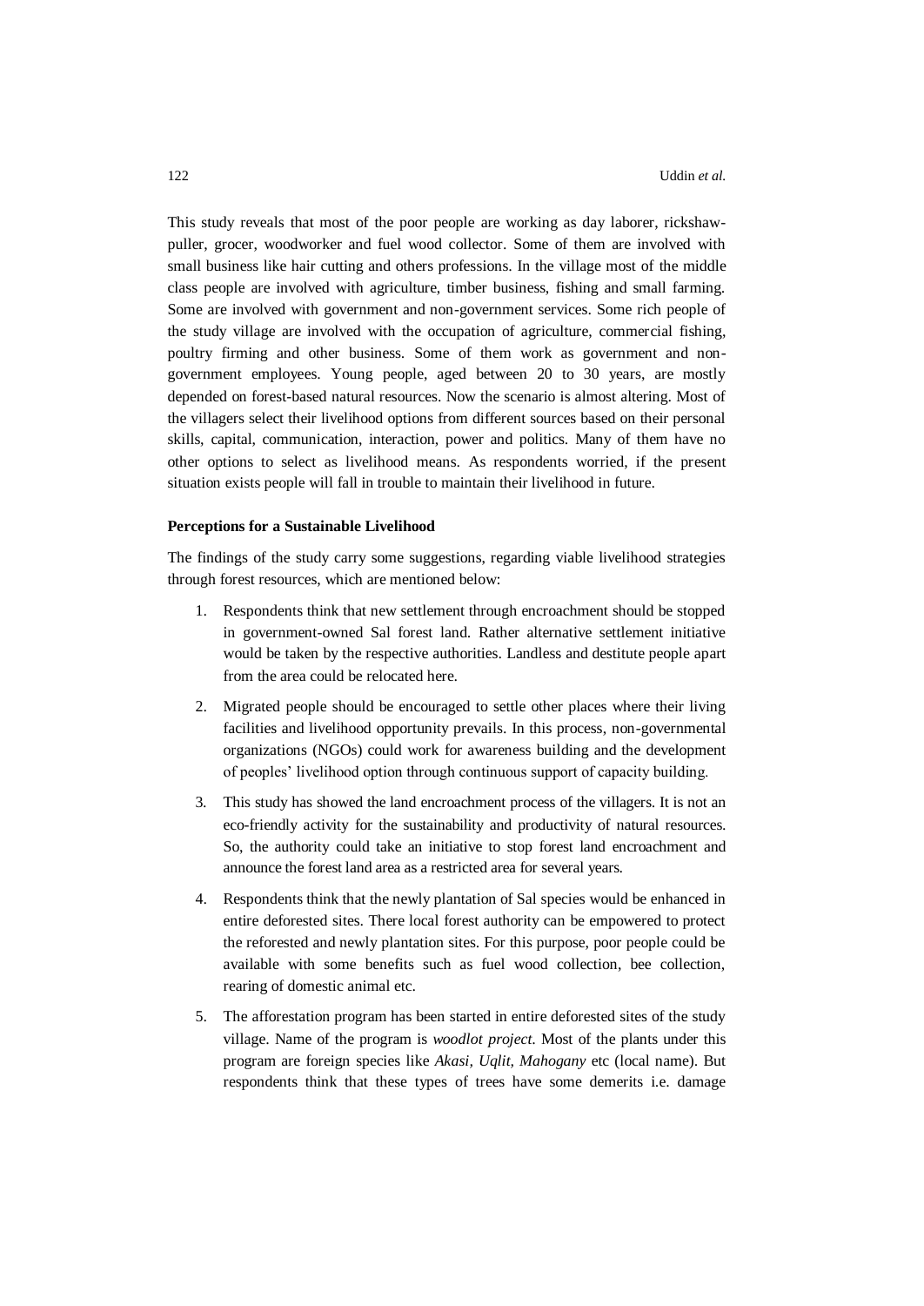This study reveals that most of the poor people are working as day laborer, rickshaw-puller, grocer, woodworker and fuel wood collector. Some of them are involved with small business like hair cutting and others professions. In the village most of the middle class people are involved with agriculture, timber business, fishing and small farming. Some are involved with government and non-government services. Some rich people of the study village are involved with the occupation of agriculture, commercial fishing, poultry firming and other business. Some of them work as government and non-government employees. Young people, aged between 20 to 30 years, are mostly depended on forest-based natural resources. Now the scenario is almost altering. Most of the villagers select their livelihood options from different sources based on their personal skills, capital, communication, interaction, power and politics. Many of them have no other options to select as livelihood means. As respondents worried, if the present situation exists people will fall in trouble to maintain their livelihood in future.

**Perceptions for a Sustainable Livelihood**

The findings of the study carry some suggestions, regarding viable livelihood strategies through forest resources, which are mentioned below:

1. Respondents think that new settlement through encroachment should be stopped in government-owned Sal forest land. Rather alternative settlement initiative would be taken by the respective authorities. Landless and destitute people apart from the area could be relocated here.

2. Migrated people should be encouraged to settle other places where their living facilities and livelihood opportunity prevails. In this process, non-governmental organizations (NGOs) could work for awareness building and the development of peoples' livelihood option through continuous support of capacity building.

3. This study has showed the land encroachment process of the villagers. It is not an eco-friendly activity for the sustainability and productivity of natural resources. So, the authority could take an initiative to stop forest land encroachment and announce the forest land area as a restricted area for several years.

4. Respondents think that the newly plantation of Sal species would be enhanced in entire deforested sites. There local forest authority can be empowered to protect the reforested and newly plantation sites. For this purpose, poor people could be available with some benefits such as fuel wood collection, bee collection, rearing of domestic animal etc.

5. The afforestation program has been started in entire deforested sites of the study village. Name of the program is *woodlot project*. Most of the plants under this program are foreign species like *Akasi, Uqlit, Mahogany* etc (local name). But respondents think that these types of trees have some demerits i.e. damage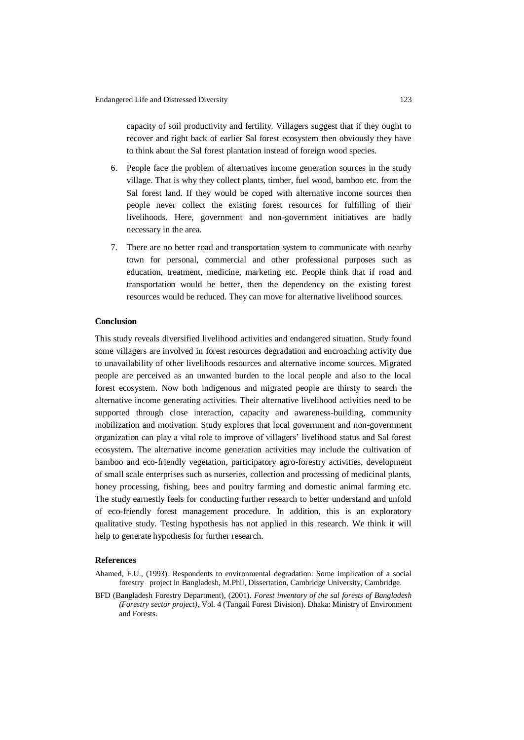capacity of soil productivity and fertility. Villagers suggest that if they ought to recover and right back of earlier Sal forest ecosystem then obviously they have to think about the Sal forest plantation instead of foreign wood species.

6. People face the problem of alternatives income generation sources in the study village. That is why they collect plants, timber, fuel wood, bamboo etc. from the Sal forest land. If they would be coped with alternative income sources then people never collect the existing forest resources for fulfilling of their livelihoods. Here, government and non-government initiatives are badly necessary in the area.

7. There are no better road and transportation system to communicate with nearby town for personal, commercial and other professional purposes such as education, treatment, medicine, marketing etc. People think that if road and transportation would be better, then the dependency on the existing forest resources would be reduced. They can move for alternative livelihood sources.

## Conclusion

This study reveals diversified livelihood activities and endangered situation. Study found some villagers are involved in forest resources degradation and encroaching activity due to unavailability of other livelihoods resources and alternative income sources. Migrated people are perceived as an unwanted burden to the local people and also to the local forest ecosystem. Now both indigenous and migrated people are thirsty to search the alternative income generating activities. Their alternative livelihood activities need to be supported through close interaction, capacity and awareness-building, community mobilization and motivation. Study explores that local government and non-government organization can play a vital role to improve of villagers' livelihood status and Sal forest ecosystem. The alternative income generation activities may include the cultivation of bamboo and eco-friendly vegetation, participatory agro-forestry activities, development of small scale enterprises such as nurseries, collection and processing of medicinal plants, honey processing, fishing, bees and poultry farming and domestic animal farming etc. The study earnestly feels for conducting further research to better understand and unfold of eco-friendly forest management procedure. In addition, this is an exploratory qualitative study. Testing hypothesis has not applied in this research. We think it will help to generate hypothesis for further research.

## References

Ahamed, F.U., (1993). Respondents to environmental degradation: Some implication of a social forestry project in Bangladesh, M.Phil, Dissertation, Cambridge University, Cambridge.

BFD (Bangladesh Forestry Department), (2001). *Forest inventory of the sal forests of Bangladesh (Forestry sector project)*, Vol. 4 (Tangail Forest Division). Dhaka: Ministry of Environment and Forests.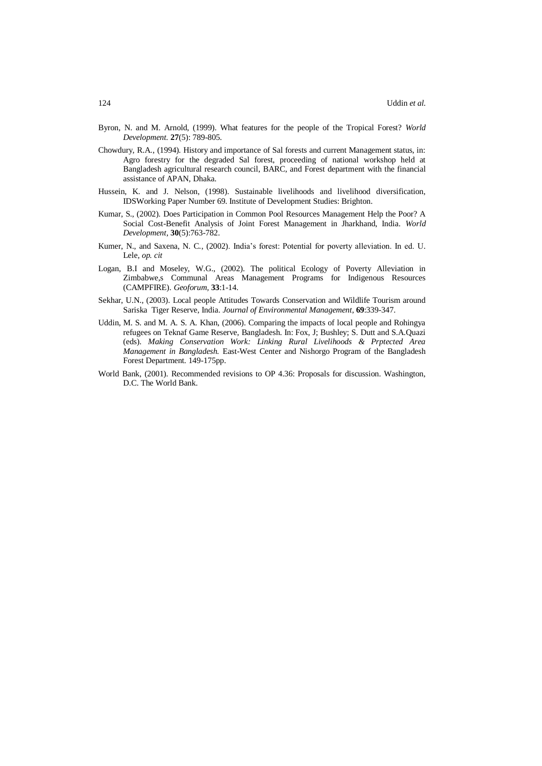Byron, N. and M. Arnold, (1999). What features for the people of the Tropical Forest? *World Development*. **27**(5): 789-805.

Chowdury, R.A., (1994). History and importance of Sal forests and current Management status, in: Agro forestry for the degraded Sal forest, proceeding of national workshop held at Bangladesh agricultural research council, BARC, and Forest department with the financial assistance of APAN, Dhaka.

Hussein, K. and J. Nelson, (1998). Sustainable livelihoods and livelihood diversification, IDSWorking Paper Number 69. Institute of Development Studies: Brighton.

Kumar, S., (2002). Does Participation in Common Pool Resources Management Help the Poor? A Social Cost-Benefit Analysis of Joint Forest Management in Jharkhand, India. *World Development*, **30**(5):763-782.

Kumer, N., and Saxena, N. C., (2002). India's forest: Potential for poverty alleviation. In ed. U. Lele, *op. cit*

Logan, B.I and Moseley, W.G., (2002). The political Ecology of Poverty Alleviation in Zimbabwe,s Communal Areas Management Programs for Indigenous Resources (CAMPFIRE). *Geoforum*, **33**:1-14.

Sekhar, U.N., (2003). Local people Attitudes Towards Conservation and Wildlife Tourism around Sariska Tiger Reserve, India. *Journal of Environmental Management*, **69**:339-347.

Uddin, M. S. and M. A. S. A. Khan, (2006). Comparing the impacts of local people and Rohingya refugees on Teknaf Game Reserve, Bangladesh. In: Fox, J; Bushley; S. Dutt and S.A.Quazi (eds). *Making Conservation Work: Linking Rural Livelihoods & Prptected Area Management in Bangladesh.* East-West Center and Nishorgo Program of the Bangladesh Forest Department. 149-175pp.

World Bank, (2001). Recommended revisions to OP 4.36: Proposals for discussion. Washington, D.C. The World Bank.